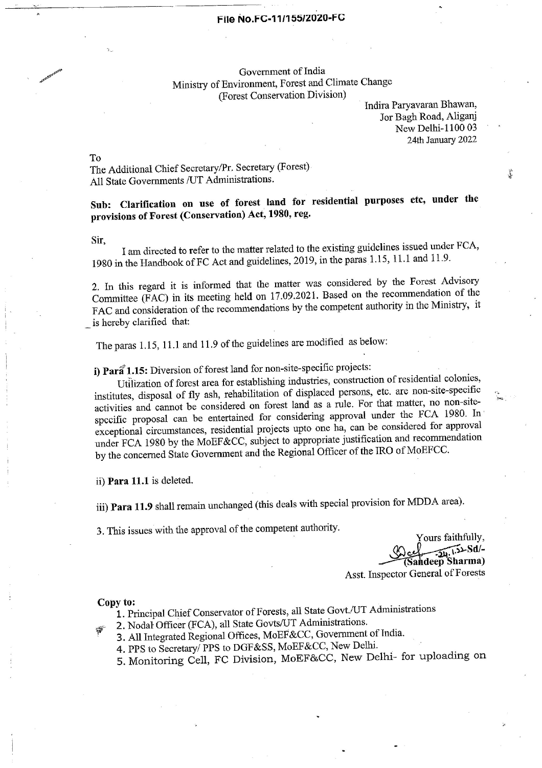**File No.FC-11/155/2020-FC**

Government of India
Ministry of Environment, Forest and Climate Change
(Forest Conservation Division)

Indira Paryavaran Bhawan,
Jor Bagh Road, Aliganj
New Delhi-1100 03
24th January 2022

To
The Additional Chief Secretary/Pr. Secretary (Forest)
All State Governments /UT Administrations.

**Sub: Clarification on use of forest land for residential purposes etc, under the provisions of Forest (Conservation) Act, 1980, reg.**

Sir,

I am directed to refer to the matter related to the existing guidelines issued under FCA, 1980 in the Handbook of FC Act and guidelines, 2019, in the paras 1.15, 11.1 and 11.9.

2. In this regard it is informed that the matter was considered by the Forest Advisory Committee (FAC) in its meeting held on 17.09.2021. Based on the recommendation of the FAC and consideration of the recommendations by the competent authority in the Ministry, it is hereby clarified that:

The paras 1.15, 11.1 and 11.9 of the guidelines are modified as below:

**i) Para 1.15:** Diversion of forest land for non-site-specific projects:

Utilization of forest area for establishing industries, construction of residential colonies, institutes, disposal of fly ash, rehabilitation of displaced persons, etc. are non-site-specific activities and cannot be considered on forest land as a rule. For that matter, no non-site-specific proposal can be entertained for considering approval under the FCA 1980. In exceptional circumstances, residential projects upto one ha, can be considered for approval under FCA 1980 by the MoEF&CC, subject to appropriate justification and recommendation by the concerned State Government and the Regional Officer of the IRO of MoEFCC.

ii) **Para 11.1** is deleted.

iii) **Para 11.9** shall remain unchanged (this deals with special provision for MDDA area).

3. This issues with the approval of the competent authority.

Yours faithfully,
Sd/-
(Sandeep Sharma)
Asst. Inspector General of Forests

**Copy to:**

1. Principal Chief Conservator of Forests, all State Govt./UT Administrations
2. Nodal Officer (FCA), all State Govts/UT Administrations.
3. All Integrated Regional Offices, MoEF&CC, Government of India.
4. PPS to Secretary/ PPS to DGF&SS, MoEF&CC, New Delhi.
5. Monitoring Cell, FC Division, MoEF&CC, New Delhi- for uploading on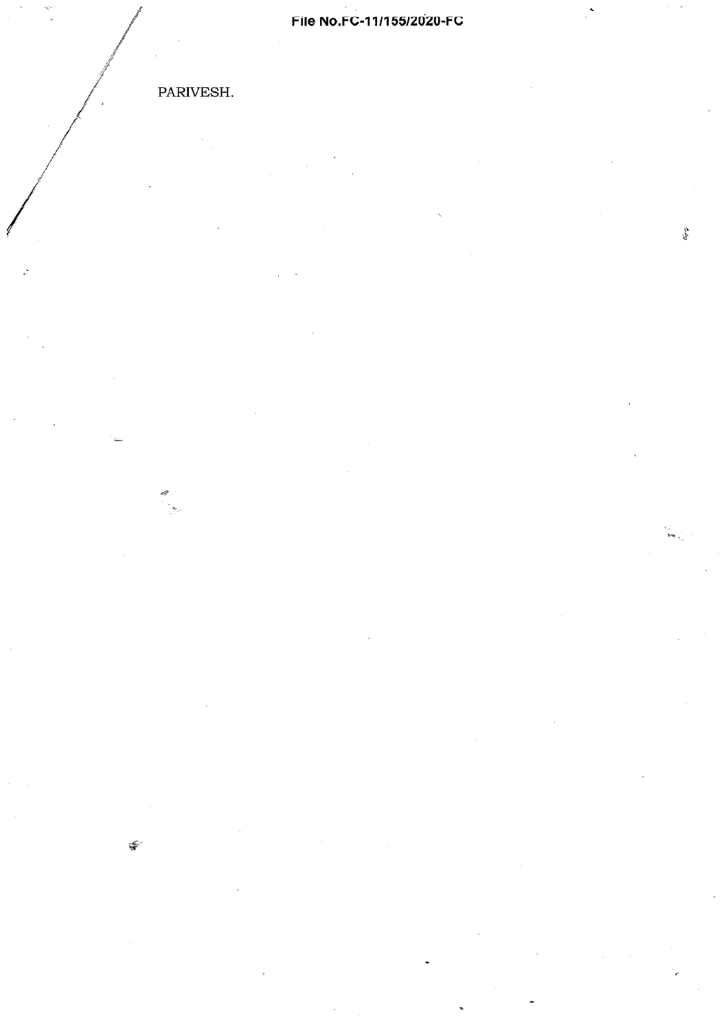PARIVESH.